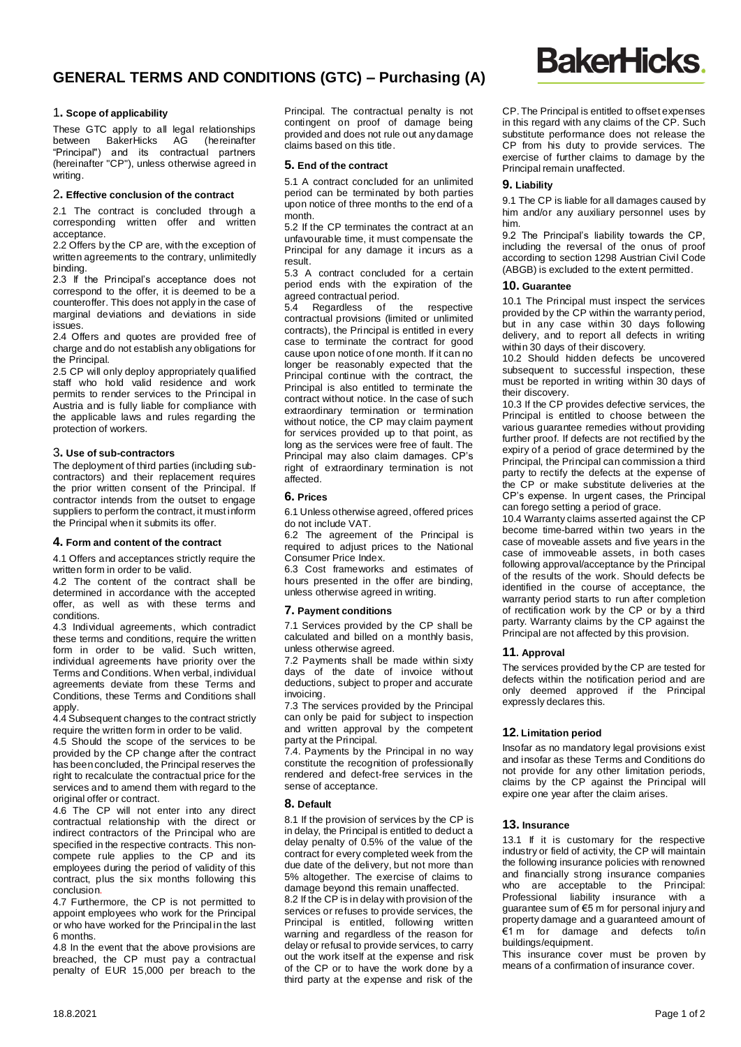# GENERAL TERMS AND CONDITIONS (GTC) – Purchasing (A)

## 1. Scope of applicability

These GTC apply to all legal relationships between BakerHicks AG (hereinafter "Principal") and its contractual partners (hereinafter "CP"), unless otherwise agreed in writing.

## 2. Effective conclusion of the contract

2.1 The contract is concluded through a corresponding written offer and written acceptance.

2.2 Offers by the CP are, with the exception of written agreements to the contrary, unlimitedly binding.

2.3 If the Principal's acceptance does not correspond to the offer, it is deemed to be a counteroffer. This does not apply in the case of marginal deviations and deviations in side issues.

2.4 Offers and quotes are provided free of charge and do not establish any obligations for the Principal.

2.5 CP will only deploy appropriately qualified staff who hold valid residence and work permits to render services to the Principal in Austria and is fully liable for compliance with the applicable laws and rules regarding the protection of workers.

## 3. Use of sub-contractors

The deployment of third parties (including sub-contractors) and their replacement requires the prior written consent of the Principal. If contractor intends from the outset to engage suppliers to perform the contract, it must inform the Principal when it submits its offer.

## 4. Form and content of the contract

4.1 Offers and acceptances strictly require the written form in order to be valid.

4.2 The content of the contract shall be determined in accordance with the accepted offer, as well as with these terms and conditions.

4.3 Individual agreements, which contradict these terms and conditions, require the written form in order to be valid. Such written, individual agreements have priority over the Terms and Conditions. When verbal, individual agreements deviate from these Terms and Conditions, these Terms and Conditions shall apply.

4.4 Subsequent changes to the contract strictly require the written form in order to be valid.

4.5 Should the scope of the services to be provided by the CP change after the contract has been concluded, the Principal reserves the right to recalculate the contractual price for the services and to amend them with regard to the original offer or contract.

4.6 The CP will not enter into any direct contractual relationship with the direct or indirect contractors of the Principal who are specified in the respective contracts. This non-compete rule applies to the CP and its employees during the period of validity of this contract, plus the six months following this conclusion.

4.7 Furthermore, the CP is not permitted to appoint employees who work for the Principal or who have worked for the Principal in the last 6 months.

4.8 In the event that the above provisions are breached, the CP must pay a contractual penalty of EUR 15,000 per breach to the Principal. The contractual penalty is not contingent on proof of damage being provided and does not rule out any damage claims based on this title.

## 5. End of the contract

5.1 A contract concluded for an unlimited period can be terminated by both parties upon notice of three months to the end of a month.

5.2 If the CP terminates the contract at an unfavourable time, it must compensate the Principal for any damage it incurs as a result.

5.3 A contract concluded for a certain period ends with the expiration of the agreed contractual period.

5.4 Regardless of the respective contractual provisions (limited or unlimited contracts), the Principal is entitled in every case to terminate the contract for good cause upon notice of one month. If it can no longer be reasonably expected that the Principal continue with the contract, the Principal is also entitled to terminate the contract without notice. In the case of such extraordinary termination or termination without notice, the CP may claim payment for services provided up to that point, as long as the services were free of fault. The Principal may also claim damages. CP's right of extraordinary termination is not affected.

## 6. Prices

6.1 Unless otherwise agreed, offered prices do not include VAT.

6.2 The agreement of the Principal is required to adjust prices to the National Consumer Price Index.

6.3 Cost frameworks and estimates of hours presented in the offer are binding, unless otherwise agreed in writing.

## 7. Payment conditions

7.1 Services provided by the CP shall be calculated and billed on a monthly basis, unless otherwise agreed.

7.2 Payments shall be made within sixty days of the date of invoice without deductions, subject to proper and accurate invoicing.

7.3 The services provided by the Principal can only be paid for subject to inspection and written approval by the competent party at the Principal.

7.4. Payments by the Principal in no way constitute the recognition of professionally rendered and defect-free services in the sense of acceptance.

## 8. Default

8.1 If the provision of services by the CP is in delay, the Principal is entitled to deduct a delay penalty of 0.5% of the value of the contract for every completed week from the due date of the delivery, but not more than 5% altogether. The exercise of claims to damage beyond this remain unaffected.

8.2 If the CP is in delay with provision of the services or refuses to provide services, the Principal is entitled, following written warning and regardless of the reason for delay or refusal to provide services, to carry out the work itself at the expense and risk of the CP or to have the work done by a third party at the expense and risk of the CP. The Principal is entitled to offset expenses in this regard with any claims of the CP. Such substitute performance does not release the CP from his duty to provide services. The exercise of further claims to damage by the Principal remain unaffected.

## 9. Liability

9.1 The CP is liable for all damages caused by him and/or any auxiliary personnel uses by him.

9.2 The Principal's liability towards the CP, including the reversal of the onus of proof according to section 1298 Austrian Civil Code (ABGB) is excluded to the extent permitted.

## 10. Guarantee

10.1 The Principal must inspect the services provided by the CP within the warranty period, but in any case within 30 days following delivery, and to report all defects in writing within 30 days of their discovery.

10.2 Should hidden defects be uncovered subsequent to successful inspection, these must be reported in writing within 30 days of their discovery.

10.3 If the CP provides defective services, the Principal is entitled to choose between the various guarantee remedies without providing further proof. If defects are not rectified by the expiry of a period of grace determined by the Principal, the Principal can commission a third party to rectify the defects at the expense of the CP or make substitute deliveries at the CP's expense. In urgent cases, the Principal can forego setting a period of grace.

10.4 Warranty claims asserted against the CP become time-barred within two years in the case of moveable assets and five years in the case of immoveable assets, in both cases following approval/acceptance by the Principal of the results of the work. Should defects be identified in the course of acceptance, the warranty period starts to run after completion of rectification work by the CP or by a third party. Warranty claims by the CP against the Principal are not affected by this provision.

## 11. Approval

The services provided by the CP are tested for defects within the notification period and are only deemed approved if the Principal expressly declares this.

## 12. Limitation period

Insofar as no mandatory legal provisions exist and insofar as these Terms and Conditions do not provide for any other limitation periods, claims by the CP against the Principal will expire one year after the claim arises.

## 13. Insurance

13.1 If it is customary for the respective industry or field of activity, the CP will maintain the following insurance policies with renowned and financially strong insurance companies who are acceptable to the Principal: Professional liability insurance with a guarantee sum of €5 m for personal injury and property damage and a guaranteed amount of €1 m for damage and defects to/in buildings/equipment.

This insurance cover must be proven by means of a confirmation of insurance cover.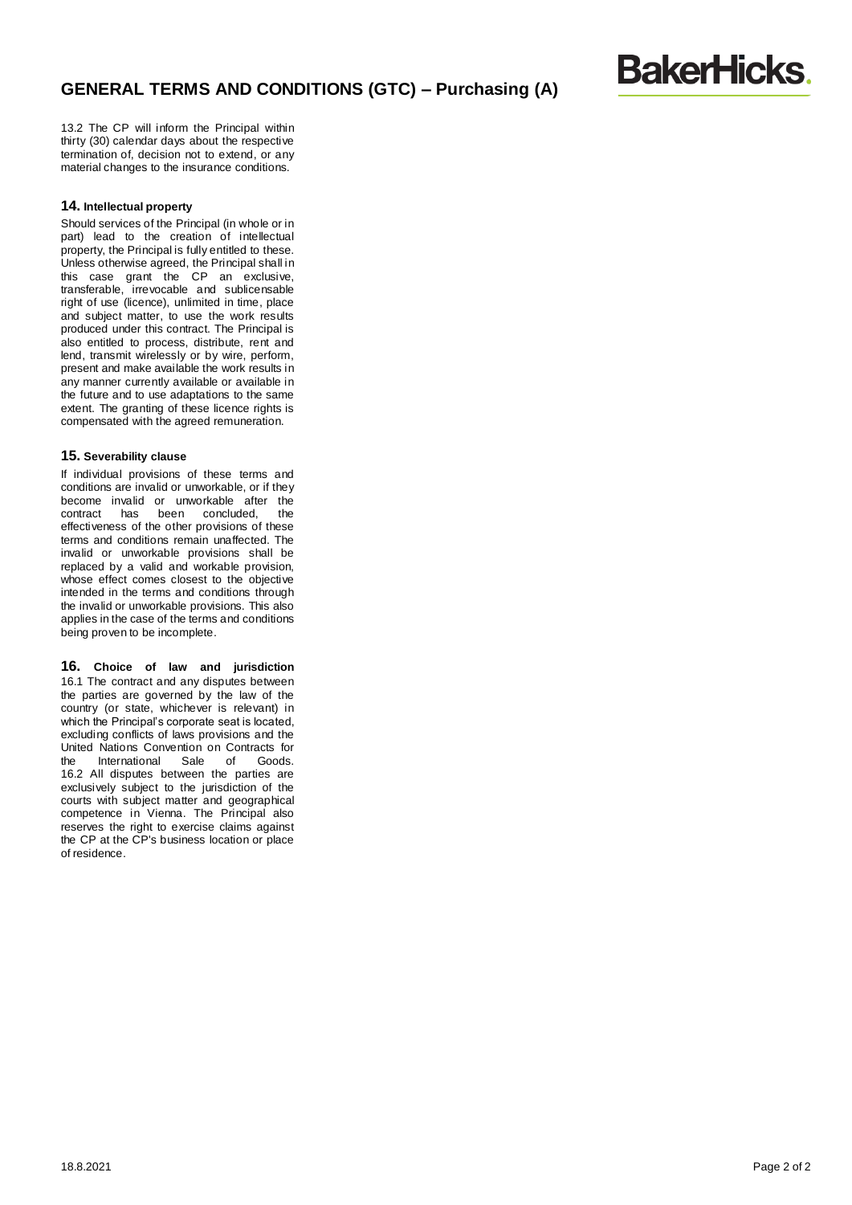13.2 The CP will inform the Principal within thirty (30) calendar days about the respective termination of, decision not to extend, or any material changes to the insurance conditions.

## 14. Intellectual property

Should services of the Principal (in whole or in part) lead to the creation of intellectual property, the Principal is fully entitled to these. Unless otherwise agreed, the Principal shall in this case grant the CP an exclusive, transferable, irrevocable and sublicensable right of use (licence), unlimited in time, place and subject matter, to use the work results produced under this contract. The Principal is also entitled to process, distribute, rent and lend, transmit wirelessly or by wire, perform, present and make available the work results in any manner currently available or available in the future and to use adaptations to the same extent. The granting of these licence rights is compensated with the agreed remuneration.

## 15. Severability clause

If individual provisions of these terms and conditions are invalid or unworkable, or if they become invalid or unworkable after the contract has been concluded, the effectiveness of the other provisions of these terms and conditions remain unaffected. The invalid or unworkable provisions shall be replaced by a valid and workable provision, whose effect comes closest to the objective intended in the terms and conditions through the invalid or unworkable provisions. This also applies in the case of the terms and conditions being proven to be incomplete.

## 16. Choice of law and jurisdiction

16.1 The contract and any disputes between the parties are governed by the law of the country (or state, whichever is relevant) in which the Principal's corporate seat is located, excluding conflicts of laws provisions and the United Nations Convention on Contracts for the International Sale of Goods.

16.2 All disputes between the parties are exclusively subject to the jurisdiction of the courts with subject matter and geographical competence in Vienna. The Principal also reserves the right to exercise claims against the CP at the CP's business location or place of residence.